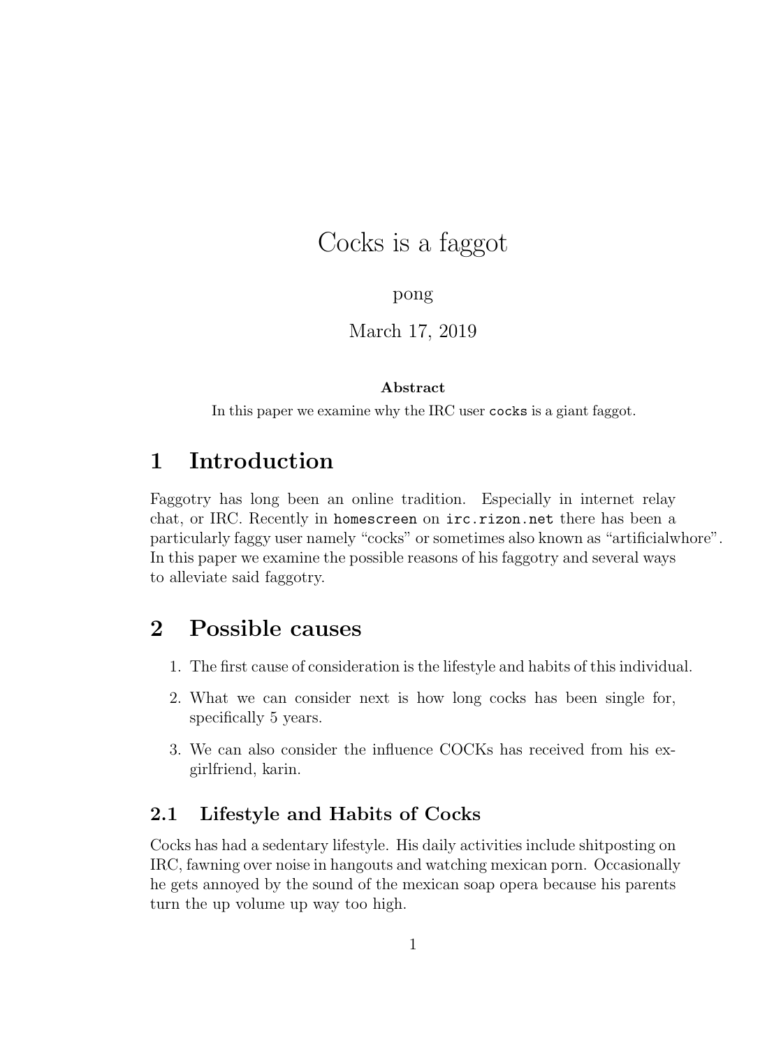# Cocks is a faggot

pong

March 17, 2019

**Abstract**

In this paper we examine why the IRC user `cocks` is a giant faggot.

## 1 Introduction

Faggotry has long been an online tradition. Especially in internet relay chat, or IRC. Recently in `homescreen` on `irc.rizon.net` there has been a particularly faggy user namely "cocks" or sometimes also known as "artificialwhore". In this paper we examine the possible reasons of his faggotry and several ways to alleviate said faggotry.

## 2 Possible causes

1. The first cause of consideration is the lifestyle and habits of this individual.
2. What we can consider next is how long cocks has been single for, specifically 5 years.
3. We can also consider the influence COCKs has received from his ex-girlfriend, karin.

### 2.1 Lifestyle and Habits of Cocks

Cocks has had a sedentary lifestyle. His daily activities include shitposting on IRC, fawning over noise in hangouts and watching mexican porn. Occasionally he gets annoyed by the sound of the mexican soap opera because his parents turn the up volume up way too high.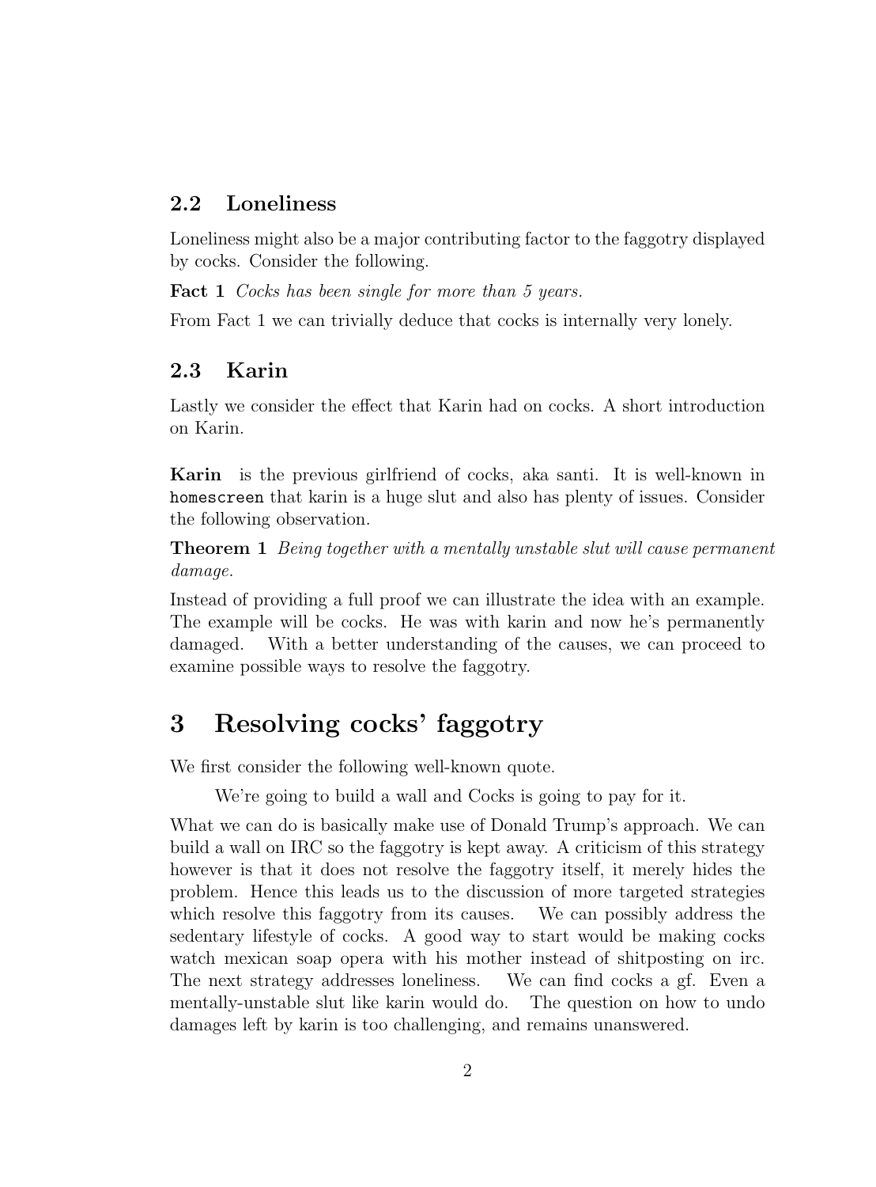### 2.2 Loneliness

Loneliness might also be a major contributing factor to the faggotry displayed by cocks. Consider the following.

**Fact 1** *Cocks has been single for more than 5 years.*

From Fact 1 we can trivially deduce that cocks is internally very lonely.

### 2.3 Karin

Lastly we consider the effect that Karin had on cocks. A short introduction on Karin.

**Karin** is the previous girlfriend of cocks, aka santi. It is well-known in `homescreen` that karin is a huge slut and also has plenty of issues. Consider the following observation.

**Theorem 1** *Being together with a mentally unstable slut will cause permanent damage.*

Instead of providing a full proof we can illustrate the idea with an example. The example will be cocks. He was with karin and now he's permanently damaged. With a better understanding of the causes, we can proceed to examine possible ways to resolve the faggotry.

## 3 Resolving cocks' faggotry

We first consider the following well-known quote.

> We're going to build a wall and Cocks is going to pay for it.

What we can do is basically make use of Donald Trump's approach. We can build a wall on IRC so the faggotry is kept away. A criticism of this strategy however is that it does not resolve the faggotry itself, it merely hides the problem. Hence this leads us to the discussion of more targeted strategies which resolve this faggotry from its causes. We can possibly address the sedentary lifestyle of cocks. A good way to start would be making cocks watch mexican soap opera with his mother instead of shitposting on irc. The next strategy addresses loneliness. We can find cocks a gf. Even a mentally-unstable slut like karin would do. The question on how to undo damages left by karin is too challenging, and remains unanswered.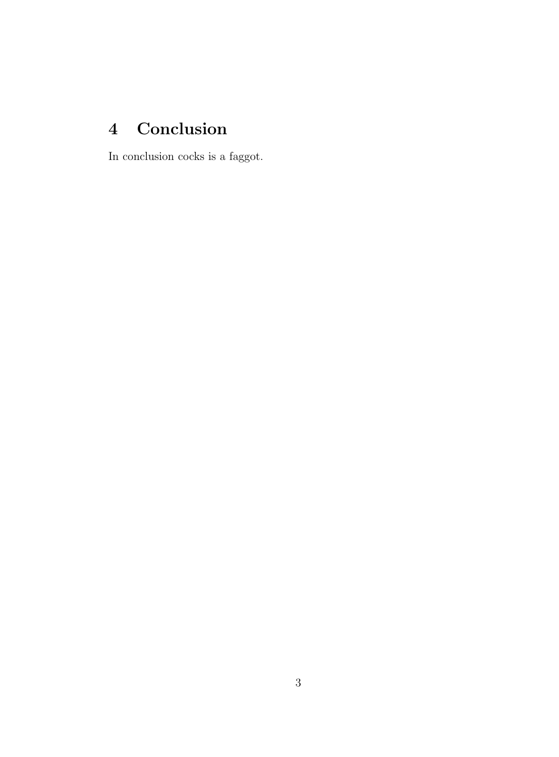## 4 Conclusion

In conclusion cocks is a faggot.